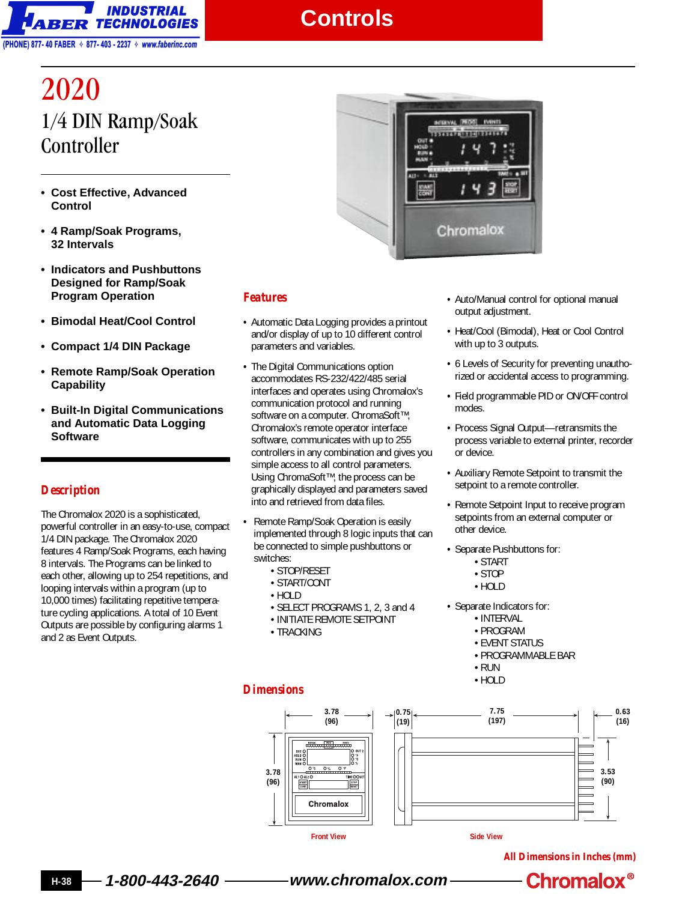# 2020

## 1/4 DIN Ramp/Soak Controller

- **Cost Effective, Advanced Control**
- **4 Ramp/Soak Programs, 32 Intervals**
- **Indicators and Pushbuttons Designed for Ramp/Soak Program Operation**
- **Bimodal Heat/Cool Control**
- **Compact 1/4 DIN Package**
- **Remote Ramp/Soak Operation Capability**
- **Built-In Digital Communications and Automatic Data Logging Software**

## Description

The Chromalox 2020 is a sophisticated, powerful controller in an easy-to-use, compact 1/4 DIN package. The Chromalox 2020 features 4 Ramp/Soak Programs, each having 8 intervals. The Programs can be linked to each other, allowing up to 254 repetitions, and looping intervals within a program (up to 10,000 times) facilitating repetitive temperature cycling applications. A total of 10 Event Outputs are possible by configuring alarms 1 and 2 as Event Outputs.

## Features

- Automatic Data Logging provides a printout and/or display of up to 10 different control parameters and variables.
- The Digital Communications option accommodates RS-232/422/485 serial interfaces and operates using Chromalox's communication protocol and running software on a computer. ChromaSoft™, Chromalox's remote operator interface software, communicates with up to 255 controllers in any combination and gives you simple access to all control parameters. Using ChromaSoft™, the process can be graphically displayed and parameters saved into and retrieved from data files.
- Remote Ramp/Soak Operation is easily implemented through 8 logic inputs that can be connected to simple pushbuttons or switches:
  - STOP/RESET
  - START/CONT
  - HOLD
  - SELECT PROGRAMS 1, 2, 3 and 4
  - INITIATE REMOTE SETPOINT
  - TRACKING
- Auto/Manual control for optional manual output adjustment.
- Heat/Cool (Bimodal), Heat or Cool Control with up to 3 outputs.
- 6 Levels of Security for preventing unauthorized or accidental access to programming.
- Field programmable PID or ON/OFF control modes.
- Process Signal Output—retransmits the process variable to external printer, recorder or device.
- Auxiliary Remote Setpoint to transmit the setpoint to a remote controller.
- Remote Setpoint Input to receive program setpoints from an external computer or other device.
- Separate Pushbuttons for:
  - START
  - STOP
  - HOLD
- Separate Indicators for:
  - INTERVAL
  - PROGRAM
  - EVENT STATUS
  - PROGRAMMABLE BAR
  - RUN
  - HOLD

## Dimensions

Front View: 3.78 (96) wide × 3.78 (96) high

Side View: 0.75 (19), 7.75 (197), 0.63 (16); height 3.53 (90)

All Dimensions in Inches (mm)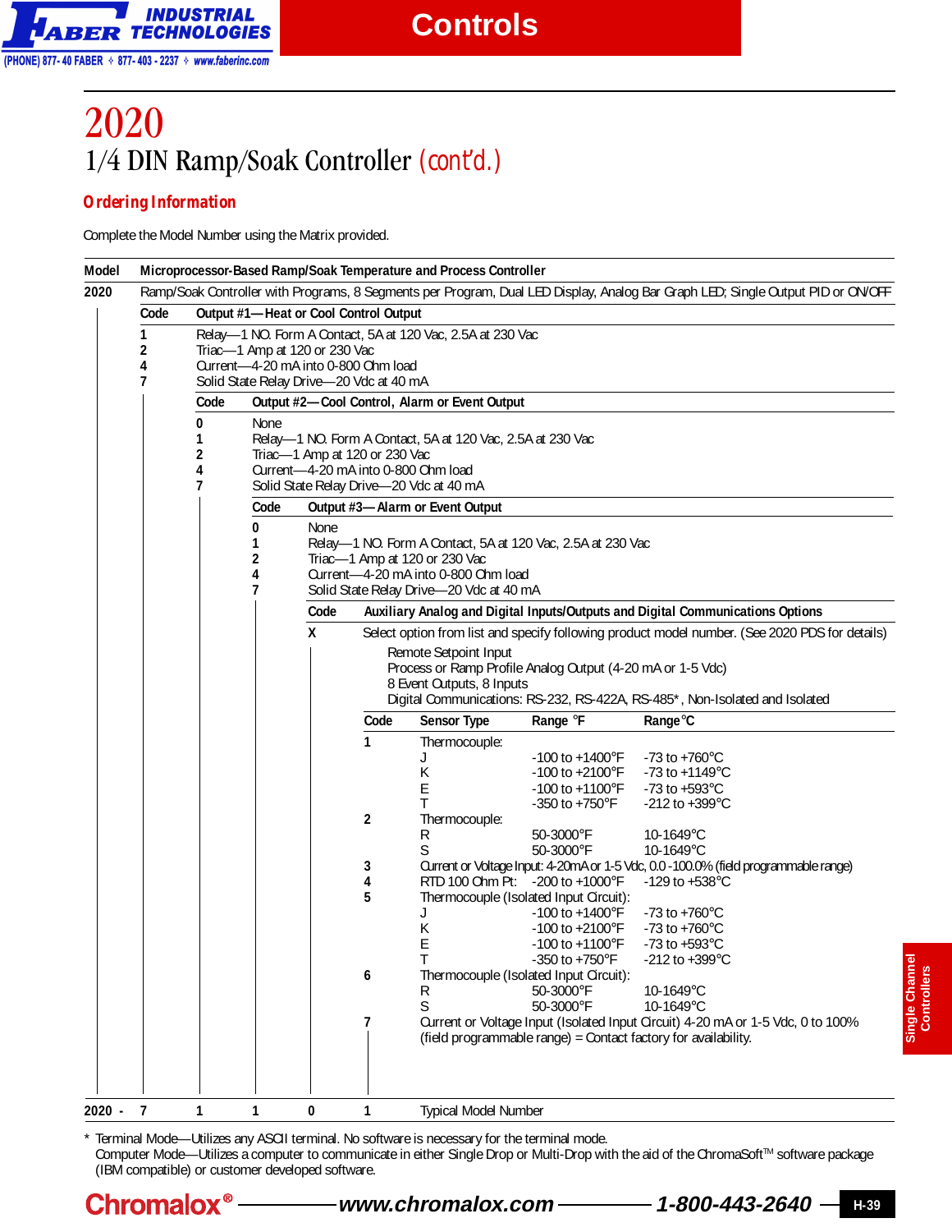# 2020

## 1/4 DIN Ramp/Soak Controller (cont'd.)

### Ordering Information

Complete the Model Number using the Matrix provided.

**Model** — **Microprocessor-Based Ramp/Soak Temperature and Process Controller**

**2020** — Ramp/Soak Controller with Programs, 8 Segments per Program, Dual LED Display, Analog Bar Graph LED; Single Output PID or ON/OFF

| Code | Output #1—Heat or Cool Control Output |
|---|---|
| 1 | Relay—1 NO. Form A Contact, 5A at 120 Vac, 2.5A at 230 Vac |
| 2 | Triac—1 Amp at 120 or 230 Vac |
| 4 | Current—4-20 mA into 0-800 Ohm load |
| 7 | Solid State Relay Drive—20 Vdc at 40 mA |

| Code | Output #2—Cool Control, Alarm or Event Output |
|---|---|
| 0 | None |
| 1 | Relay—1 NO. Form A Contact, 5A at 120 Vac, 2.5A at 230 Vac |
| 2 | Triac—1 Amp at 120 or 230 Vac |
| 4 | Current—4-20 mA into 0-800 Ohm load |
| 7 | Solid State Relay Drive—20 Vdc at 40 mA |

| Code | Output #3—Alarm or Event Output |
|---|---|
| 0 | None |
| 1 | Relay—1 NO. Form A Contact, 5A at 120 Vac, 2.5A at 230 Vac |
| 2 | Triac—1 Amp at 120 or 230 Vac |
| 4 | Current—4-20 mA into 0-800 Ohm load |
| 7 | Solid State Relay Drive—20 Vdc at 40 mA |

| Code | Auxiliary Analog and Digital Inputs/Outputs and Digital Communications Options |
|---|---|
| X | Select option from list and specify following product model number. (See 2020 PDS for details)<br>Remote Setpoint Input<br>Process or Ramp Profile Analog Output (4-20 mA or 1-5 Vdc)<br>8 Event Outputs, 8 Inputs<br>Digital Communications: RS-232, RS-422A, RS-485*, Non-Isolated and Isolated |

| Code | Sensor Type | Range °F | Range °C |
|---|---|---|---|
| 1 | Thermocouple: | | |
| | J | -100 to +1400°F | -73 to +760°C |
| | K | -100 to +2100°F | -73 to +1149°C |
| | E | -100 to +1100°F | -73 to +593°C |
| | T | -350 to +750°F | -212 to +399°C |
| 2 | Thermocouple: | | |
| | R | 50-3000°F | 10-1649°C |
| | S | 50-3000°F | 10-1649°C |
| 3 | Current or Voltage Input: 4-20mA or 1-5 Vdc, 0.0 -100.0% (field programmable range) | | |
| 4 | RTD 100 Ohm Pt: | -200 to +1000°F | -129 to +538°C |
| 5 | Thermocouple (Isolated Input Circuit): | | |
| | J | -100 to +1400°F | -73 to +760°C |
| | K | -100 to +2100°F | -73 to +760°C |
| | E | -100 to +1100°F | -73 to +593°C |
| | T | -350 to +750°F | -212 to +399°C |
| 6 | Thermocouple (Isolated Input Circuit): | | |
| | R | 50-3000°F | 10-1649°C |
| | S | 50-3000°F | 10-1649°C |
| 7 | Current or Voltage Input (Isolated Input Circuit) 4-20 mA or 1-5 Vdc, 0 to 100% (field programmable range) = Contact factory for availability. | | |

| Model | Output #1 | Output #2 | Output #3 | Options | Sensor | |
|---|---|---|---|---|---|---|
| 2020 - | 7 | 1 | 1 | 0 | 1 | Typical Model Number |

\* Terminal Mode—Utilizes any ASCII terminal. No software is necessary for the terminal mode.
Computer Mode—Utilizes a computer to communicate in either Single Drop or Multi-Drop with the aid of the ChromaSoft™ software package (IBM compatible) or customer developed software.